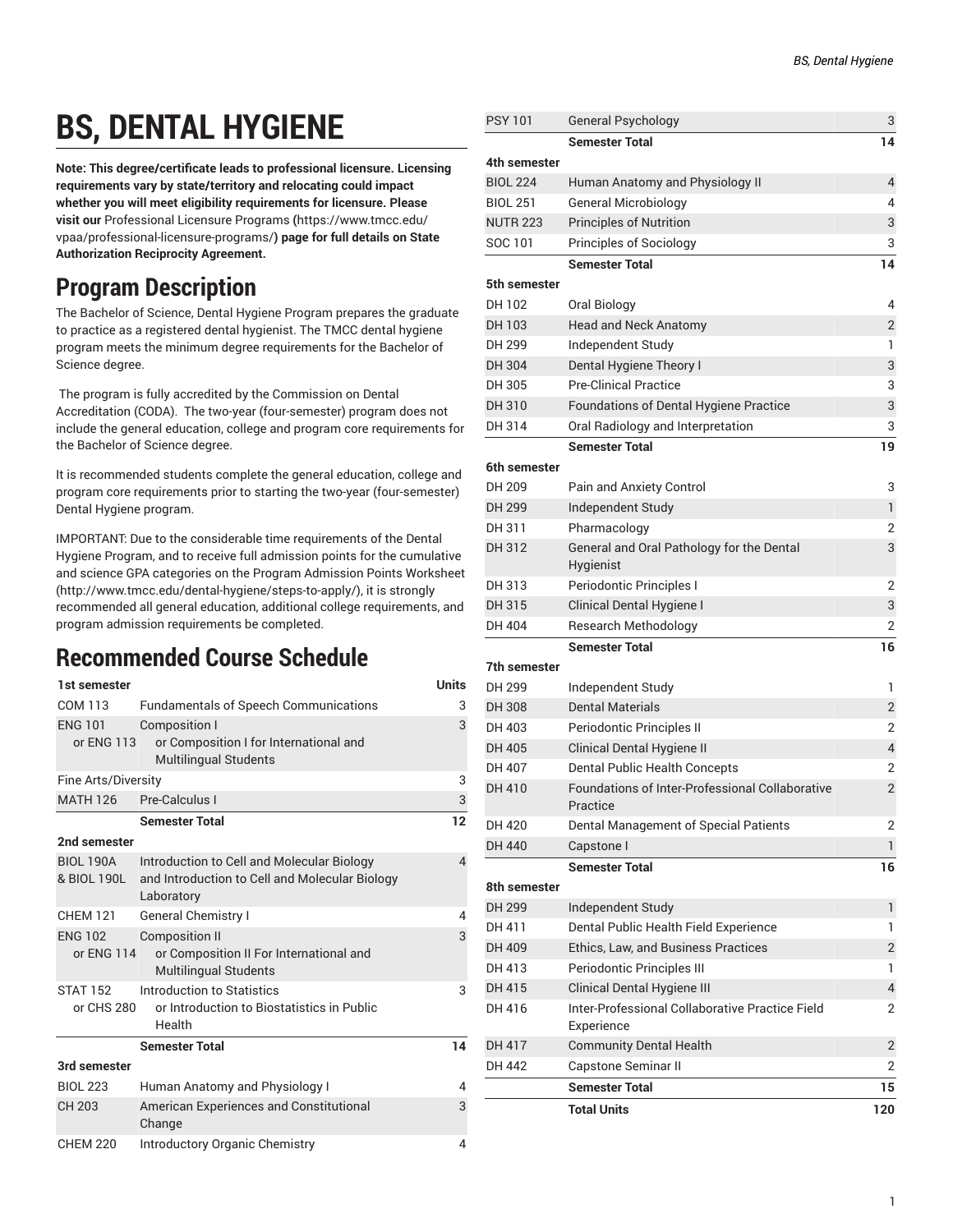# BS, DENTAL HYGIENE

**Note: This degree/certificate leads to professional licensure. Licensing requirements vary by state/territory and relocating could impact whether you will meet eligibility requirements for licensure. Please visit our** Professional Licensure Programs **(**https://www.tmcc.edu/vpaa/professional-licensure-programs/**) page for full details on State Authorization Reciprocity Agreement.**

## Program Description

The Bachelor of Science, Dental Hygiene Program prepares the graduate to practice as a registered dental hygienist. The TMCC dental hygiene program meets the minimum degree requirements for the Bachelor of Science degree.

The program is fully accredited by the Commission on Dental Accreditation (CODA). The two-year (four-semester) program does not include the general education, college and program core requirements for the Bachelor of Science degree.

It is recommended students complete the general education, college and program core requirements prior to starting the two-year (four-semester) Dental Hygiene program.

IMPORTANT: Due to the considerable time requirements of the Dental Hygiene Program, and to receive full admission points for the cumulative and science GPA categories on the Program Admission Points Worksheet (http://www.tmcc.edu/dental-hygiene/steps-to-apply/), it is strongly recommended all general education, additional college requirements, and program admission requirements be completed.

## Recommended Course Schedule

| 1st semester | | Units |
|---|---|---|
| COM 113 | Fundamentals of Speech Communications | 3 |
| ENG 101 or ENG 113 | Composition I or Composition I for International and Multilingual Students | 3 |
| Fine Arts/Diversity | | 3 |
| MATH 126 | Pre-Calculus I | 3 |
| | **Semester Total** | **12** |
| **2nd semester** | | |
| BIOL 190A & BIOL 190L | Introduction to Cell and Molecular Biology and Introduction to Cell and Molecular Biology Laboratory | 4 |
| CHEM 121 | General Chemistry I | 4 |
| ENG 102 or ENG 114 | Composition II or Composition II For International and Multilingual Students | 3 |
| STAT 152 or CHS 280 | Introduction to Statistics or Introduction to Biostatistics in Public Health | 3 |
| | **Semester Total** | **14** |
| **3rd semester** | | |
| BIOL 223 | Human Anatomy and Physiology I | 4 |
| CH 203 | American Experiences and Constitutional Change | 3 |
| CHEM 220 | Introductory Organic Chemistry | 4 |
| PSY 101 | General Psychology | 3 |
| | **Semester Total** | **14** |
| **4th semester** | | |
| BIOL 224 | Human Anatomy and Physiology II | 4 |
| BIOL 251 | General Microbiology | 4 |
| NUTR 223 | Principles of Nutrition | 3 |
| SOC 101 | Principles of Sociology | 3 |
| | **Semester Total** | **14** |
| **5th semester** | | |
| DH 102 | Oral Biology | 4 |
| DH 103 | Head and Neck Anatomy | 2 |
| DH 299 | Independent Study | 1 |
| DH 304 | Dental Hygiene Theory I | 3 |
| DH 305 | Pre-Clinical Practice | 3 |
| DH 310 | Foundations of Dental Hygiene Practice | 3 |
| DH 314 | Oral Radiology and Interpretation | 3 |
| | **Semester Total** | **19** |
| **6th semester** | | |
| DH 209 | Pain and Anxiety Control | 3 |
| DH 299 | Independent Study | 1 |
| DH 311 | Pharmacology | 2 |
| DH 312 | General and Oral Pathology for the Dental Hygienist | 3 |
| DH 313 | Periodontic Principles I | 2 |
| DH 315 | Clinical Dental Hygiene I | 3 |
| DH 404 | Research Methodology | 2 |
| | **Semester Total** | **16** |
| **7th semester** | | |
| DH 299 | Independent Study | 1 |
| DH 308 | Dental Materials | 2 |
| DH 403 | Periodontic Principles II | 2 |
| DH 405 | Clinical Dental Hygiene II | 4 |
| DH 407 | Dental Public Health Concepts | 2 |
| DH 410 | Foundations of Inter-Professional Collaborative Practice | 2 |
| DH 420 | Dental Management of Special Patients | 2 |
| DH 440 | Capstone I | 1 |
| | **Semester Total** | **16** |
| **8th semester** | | |
| DH 299 | Independent Study | 1 |
| DH 411 | Dental Public Health Field Experience | 1 |
| DH 409 | Ethics, Law, and Business Practices | 2 |
| DH 413 | Periodontic Principles III | 1 |
| DH 415 | Clinical Dental Hygiene III | 4 |
| DH 416 | Inter-Professional Collaborative Practice Field Experience | 2 |
| DH 417 | Community Dental Health | 2 |
| DH 442 | Capstone Seminar II | 2 |
| | **Semester Total** | **15** |
| | **Total Units** | **120** |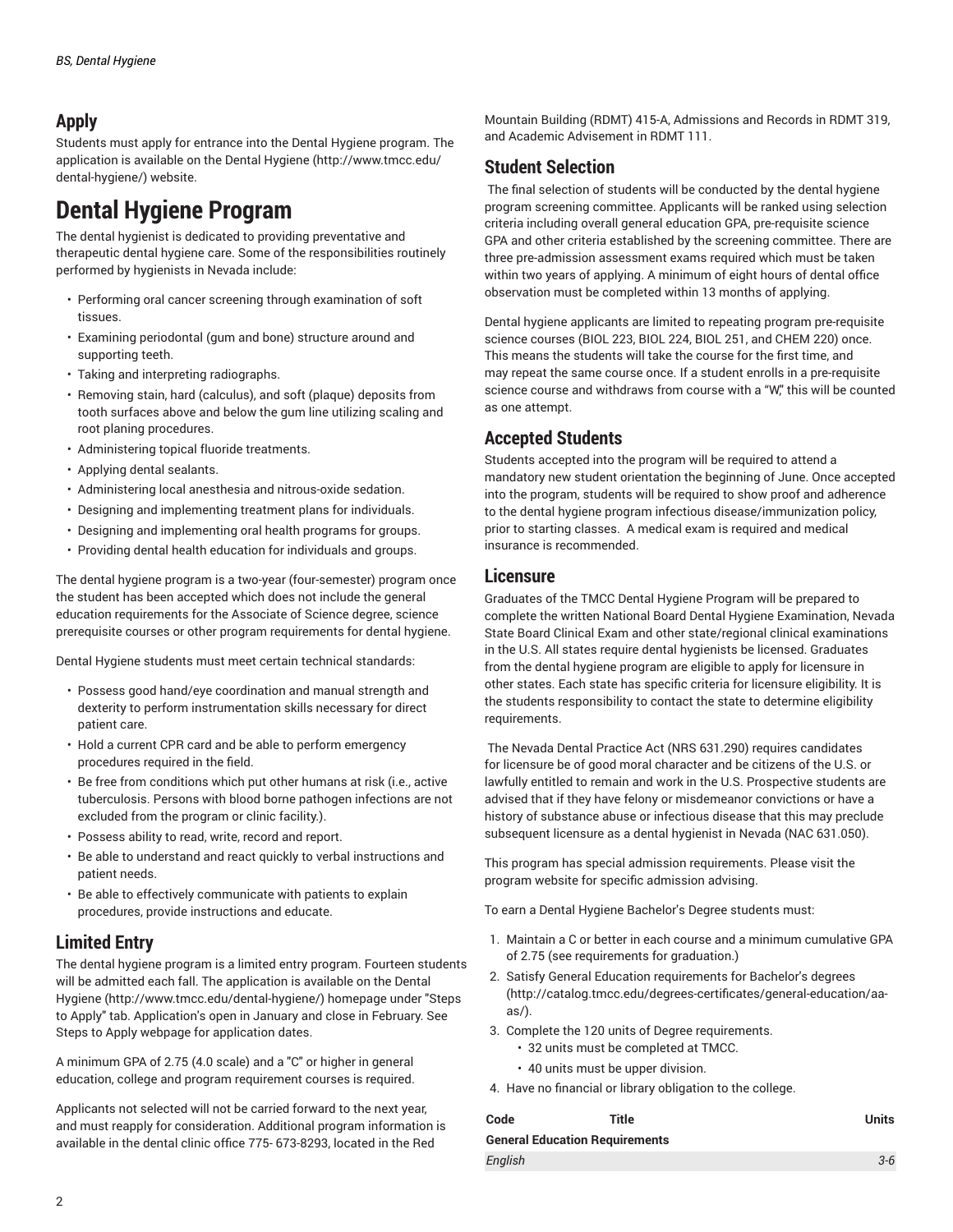## Apply

Students must apply for entrance into the Dental Hygiene program. The application is available on the Dental Hygiene (http://www.tmcc.edu/dental-hygiene/) website.

# Dental Hygiene Program

The dental hygienist is dedicated to providing preventative and therapeutic dental hygiene care. Some of the responsibilities routinely performed by hygienists in Nevada include:

- Performing oral cancer screening through examination of soft tissues.
- Examining periodontal (gum and bone) structure around and supporting teeth.
- Taking and interpreting radiographs.
- Removing stain, hard (calculus), and soft (plaque) deposits from tooth surfaces above and below the gum line utilizing scaling and root planing procedures.
- Administering topical fluoride treatments.
- Applying dental sealants.
- Administering local anesthesia and nitrous-oxide sedation.
- Designing and implementing treatment plans for individuals.
- Designing and implementing oral health programs for groups.
- Providing dental health education for individuals and groups.

The dental hygiene program is a two-year (four-semester) program once the student has been accepted which does not include the general education requirements for the Associate of Science degree, science prerequisite courses or other program requirements for dental hygiene.

Dental Hygiene students must meet certain technical standards:

- Possess good hand/eye coordination and manual strength and dexterity to perform instrumentation skills necessary for direct patient care.
- Hold a current CPR card and be able to perform emergency procedures required in the field.
- Be free from conditions which put other humans at risk (i.e., active tuberculosis. Persons with blood borne pathogen infections are not excluded from the program or clinic facility.).
- Possess ability to read, write, record and report.
- Be able to understand and react quickly to verbal instructions and patient needs.
- Be able to effectively communicate with patients to explain procedures, provide instructions and educate.

## Limited Entry

The dental hygiene program is a limited entry program. Fourteen students will be admitted each fall. The application is available on the Dental Hygiene (http://www.tmcc.edu/dental-hygiene/) homepage under "Steps to Apply" tab. Application's open in January and close in February. See Steps to Apply webpage for application dates.

A minimum GPA of 2.75 (4.0 scale) and a "C" or higher in general education, college and program requirement courses is required.

Applicants not selected will not be carried forward to the next year, and must reapply for consideration. Additional program information is available in the dental clinic office 775- 673-8293, located in the Red Mountain Building (RDMT) 415-A, Admissions and Records in RDMT 319, and Academic Advisement in RDMT 111.

## Student Selection

The final selection of students will be conducted by the dental hygiene program screening committee. Applicants will be ranked using selection criteria including overall general education GPA, pre-requisite science GPA and other criteria established by the screening committee. There are three pre-admission assessment exams required which must be taken within two years of applying. A minimum of eight hours of dental office observation must be completed within 13 months of applying.

Dental hygiene applicants are limited to repeating program pre-requisite science courses (BIOL 223, BIOL 224, BIOL 251, and CHEM 220) once. This means the students will take the course for the first time, and may repeat the same course once. If a student enrolls in a pre-requisite science course and withdraws from course with a "W," this will be counted as one attempt.

## Accepted Students

Students accepted into the program will be required to attend a mandatory new student orientation the beginning of June. Once accepted into the program, students will be required to show proof and adherence to the dental hygiene program infectious disease/immunization policy, prior to starting classes. A medical exam is required and medical insurance is recommended.

## Licensure

Graduates of the TMCC Dental Hygiene Program will be prepared to complete the written National Board Dental Hygiene Examination, Nevada State Board Clinical Exam and other state/regional clinical examinations in the U.S. All states require dental hygienists be licensed. Graduates from the dental hygiene program are eligible to apply for licensure in other states. Each state has specific criteria for licensure eligibility. It is the students responsibility to contact the state to determine eligibility requirements.

The Nevada Dental Practice Act (NRS 631.290) requires candidates for licensure be of good moral character and be citizens of the U.S. or lawfully entitled to remain and work in the U.S. Prospective students are advised that if they have felony or misdemeanor convictions or have a history of substance abuse or infectious disease that this may preclude subsequent licensure as a dental hygienist in Nevada (NAC 631.050).

This program has special admission requirements. Please visit the program website for specific admission advising.

To earn a Dental Hygiene Bachelor's Degree students must:

1. Maintain a C or better in each course and a minimum cumulative GPA of 2.75 (see requirements for graduation.)
2. Satisfy General Education requirements for Bachelor's degrees (http://catalog.tmcc.edu/degrees-certificates/general-education/aa-as/).
3. Complete the 120 units of Degree requirements.
   - 32 units must be completed at TMCC.
   - 40 units must be upper division.
4. Have no financial or library obligation to the college.

| Code | Title | Units |
|---|---|---|
| **General Education Requirements** | | |
| *English* | | *3-6* |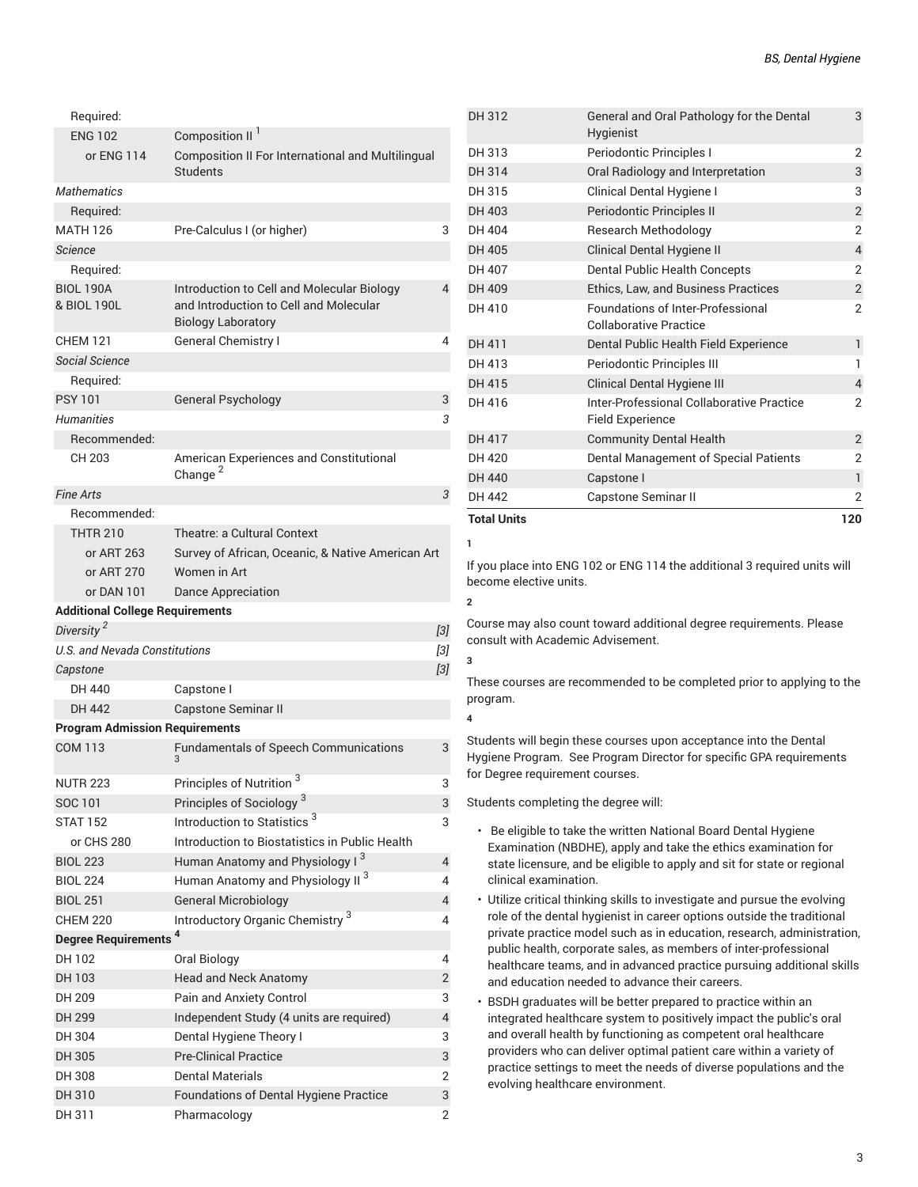| | | |
|---|---|---|
| Required: | | |
| ENG 102 | Composition II [1] | |
| or ENG 114 | Composition II For International and Multilingual Students | |
| *Mathematics* | | |
| Required: | | |
| MATH 126 | Pre-Calculus I (or higher) | 3 |
| *Science* | | |
| Required: | | |
| BIOL 190A & BIOL 190L | Introduction to Cell and Molecular Biology and Introduction to Cell and Molecular Biology Laboratory | 4 |
| CHEM 121 | General Chemistry I | 4 |
| *Social Science* | | |
| Required: | | |
| PSY 101 | General Psychology | 3 |
| *Humanities* | | *3* |
| Recommended: | | |
| CH 203 | American Experiences and Constitutional Change [2] | |
| *Fine Arts* | | *3* |
| Recommended: | | |
| THTR 210 | Theatre: a Cultural Context | |
| or ART 263 | Survey of African, Oceanic, & Native American Art | |
| or ART 270 | Women in Art | |
| or DAN 101 | Dance Appreciation | |
| **Additional College Requirements** | | |
| *Diversity* [2] | | *[3]* |
| *U.S. and Nevada Constitutions* | | *[3]* |
| *Capstone* | | *[3]* |
| DH 440 | Capstone I | |
| DH 442 | Capstone Seminar II | |
| **Program Admission Requirements** | | |
| COM 113 | Fundamentals of Speech Communications [3] | 3 |
| NUTR 223 | Principles of Nutrition [3] | 3 |
| SOC 101 | Principles of Sociology [3] | 3 |
| STAT 152 | Introduction to Statistics [3] | 3 |
| or CHS 280 | Introduction to Biostatistics in Public Health | |
| BIOL 223 | Human Anatomy and Physiology I [3] | 4 |
| BIOL 224 | Human Anatomy and Physiology II [3] | 4 |
| BIOL 251 | General Microbiology | 4 |
| CHEM 220 | Introductory Organic Chemistry [3] | 4 |
| **Degree Requirements** [4] | | |
| DH 102 | Oral Biology | 4 |
| DH 103 | Head and Neck Anatomy | 2 |
| DH 209 | Pain and Anxiety Control | 3 |
| DH 299 | Independent Study (4 units are required) | 4 |
| DH 304 | Dental Hygiene Theory I | 3 |
| DH 305 | Pre-Clinical Practice | 3 |
| DH 308 | Dental Materials | 2 |
| DH 310 | Foundations of Dental Hygiene Practice | 3 |
| DH 311 | Pharmacology | 2 |
| DH 312 | General and Oral Pathology for the Dental Hygienist | 3 |
| DH 313 | Periodontic Principles I | 2 |
| DH 314 | Oral Radiology and Interpretation | 3 |
| DH 315 | Clinical Dental Hygiene I | 3 |
| DH 403 | Periodontic Principles II | 2 |
| DH 404 | Research Methodology | 2 |
| DH 405 | Clinical Dental Hygiene II | 4 |
| DH 407 | Dental Public Health Concepts | 2 |
| DH 409 | Ethics, Law, and Business Practices | 2 |
| DH 410 | Foundations of Inter-Professional Collaborative Practice | 2 |
| DH 411 | Dental Public Health Field Experience | 1 |
| DH 413 | Periodontic Principles III | 1 |
| DH 415 | Clinical Dental Hygiene III | 4 |
| DH 416 | Inter-Professional Collaborative Practice Field Experience | 2 |
| DH 417 | Community Dental Health | 2 |
| DH 420 | Dental Management of Special Patients | 2 |
| DH 440 | Capstone I | 1 |
| DH 442 | Capstone Seminar II | 2 |
| **Total Units** | | **120** |

1

If you place into ENG 102 or ENG 114 the additional 3 required units will become elective units.

2

Course may also count toward additional degree requirements. Please consult with Academic Advisement.

3

These courses are recommended to be completed prior to applying to the program.

4

Students will begin these courses upon acceptance into the Dental Hygiene Program. See Program Director for specific GPA requirements for Degree requirement courses.

Students completing the degree will:

- Be eligible to take the written National Board Dental Hygiene Examination (NBDHE), apply and take the ethics examination for state licensure, and be eligible to apply and sit for state or regional clinical examination.
- Utilize critical thinking skills to investigate and pursue the evolving role of the dental hygienist in career options outside the traditional private practice model such as in education, research, administration, public health, corporate sales, as members of inter-professional healthcare teams, and in advanced practice pursuing additional skills and education needed to advance their careers.
- BSDH graduates will be better prepared to practice within an integrated healthcare system to positively impact the public's oral and overall health by functioning as competent oral healthcare providers who can deliver optimal patient care within a variety of practice settings to meet the needs of diverse populations and the evolving healthcare environment.